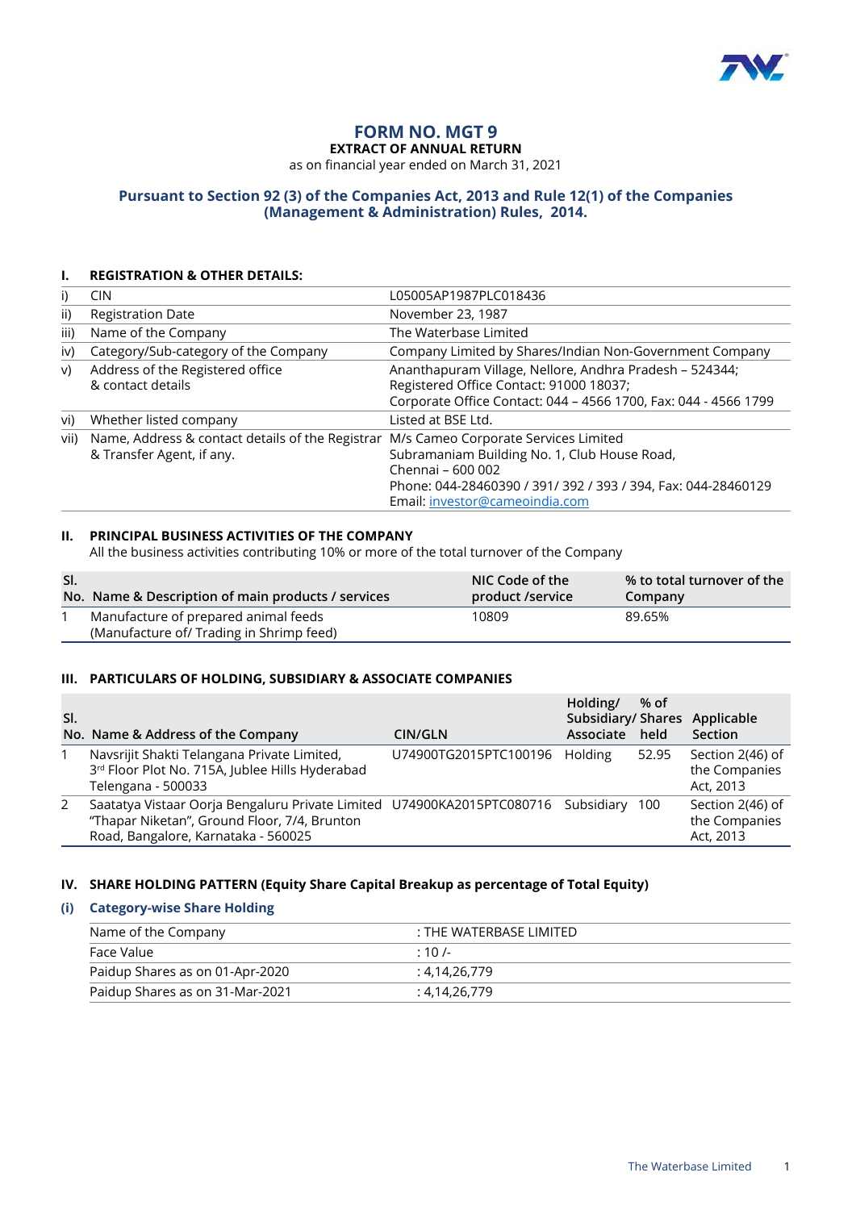# FORM NO. MGT 9

**EXTRACT OF ANNUAL RETURN**

as on financial year ended on March 31, 2021

**Pursuant to Section 92 (3) of the Companies Act, 2013 and Rule 12(1) of the Companies (Management & Administration) Rules, 2014.**

## I. REGISTRATION & OTHER DETAILS:

| | | |
|---|---|---|
| i) | CIN | L05005AP1987PLC018436 |
| ii) | Registration Date | November 23, 1987 |
| iii) | Name of the Company | The Waterbase Limited |
| iv) | Category/Sub-category of the Company | Company Limited by Shares/Indian Non-Government Company |
| v) | Address of the Registered office & contact details | Ananthapuram Village, Nellore, Andhra Pradesh – 524344; Registered Office Contact: 91000 18037; Corporate Office Contact: 044 – 4566 1700, Fax: 044 - 4566 1799 |
| vi) | Whether listed company | Listed at BSE Ltd. |
| vii) | Name, Address & contact details of the Registrar & Transfer Agent, if any. | M/s Cameo Corporate Services Limited Subramaniam Building No. 1, Club House Road, Chennai – 600 002 Phone: 044-28460390 / 391/ 392 / 393 / 394, Fax: 044-28460129 Email: investor@cameoindia.com |

## II. PRINCIPAL BUSINESS ACTIVITIES OF THE COMPANY

All the business activities contributing 10% or more of the total turnover of the Company

| Sl. No. | Name & Description of main products / services | NIC Code of the product /service | % to total turnover of the Company |
|---|---|---|---|
| 1 | Manufacture of prepared animal feeds (Manufacture of/ Trading in Shrimp feed) | 10809 | 89.65% |

## III. PARTICULARS OF HOLDING, SUBSIDIARY & ASSOCIATE COMPANIES

| Sl. No. | Name & Address of the Company | CIN/GLN | Holding/ Subsidiary/ Associate | % of Shares held | Applicable Section |
|---|---|---|---|---|---|
| 1 | Navsrijit Shakti Telangana Private Limited, 3rd Floor Plot No. 715A, Jublee Hills Hyderabad Telengana - 500033 | U74900TG2015PTC100196 | Holding | 52.95 | Section 2(46) of the Companies Act, 2013 |
| 2 | Saatatya Vistaar Oorja Bengaluru Private Limited "Thapar Niketan", Ground Floor, 7/4, Brunton Road, Bangalore, Karnataka - 560025 | U74900KA2015PTC080716 | Subsidiary | 100 | Section 2(46) of the Companies Act, 2013 |

## IV. SHARE HOLDING PATTERN (Equity Share Capital Breakup as percentage of Total Equity)

### (i) Category-wise Share Holding

| | |
|---|---|
| Name of the Company | : THE WATERBASE LIMITED |
| Face Value | : 10 /- |
| Paidup Shares as on 01-Apr-2020 | : 4,14,26,779 |
| Paidup Shares as on 31-Mar-2021 | : 4,14,26,779 |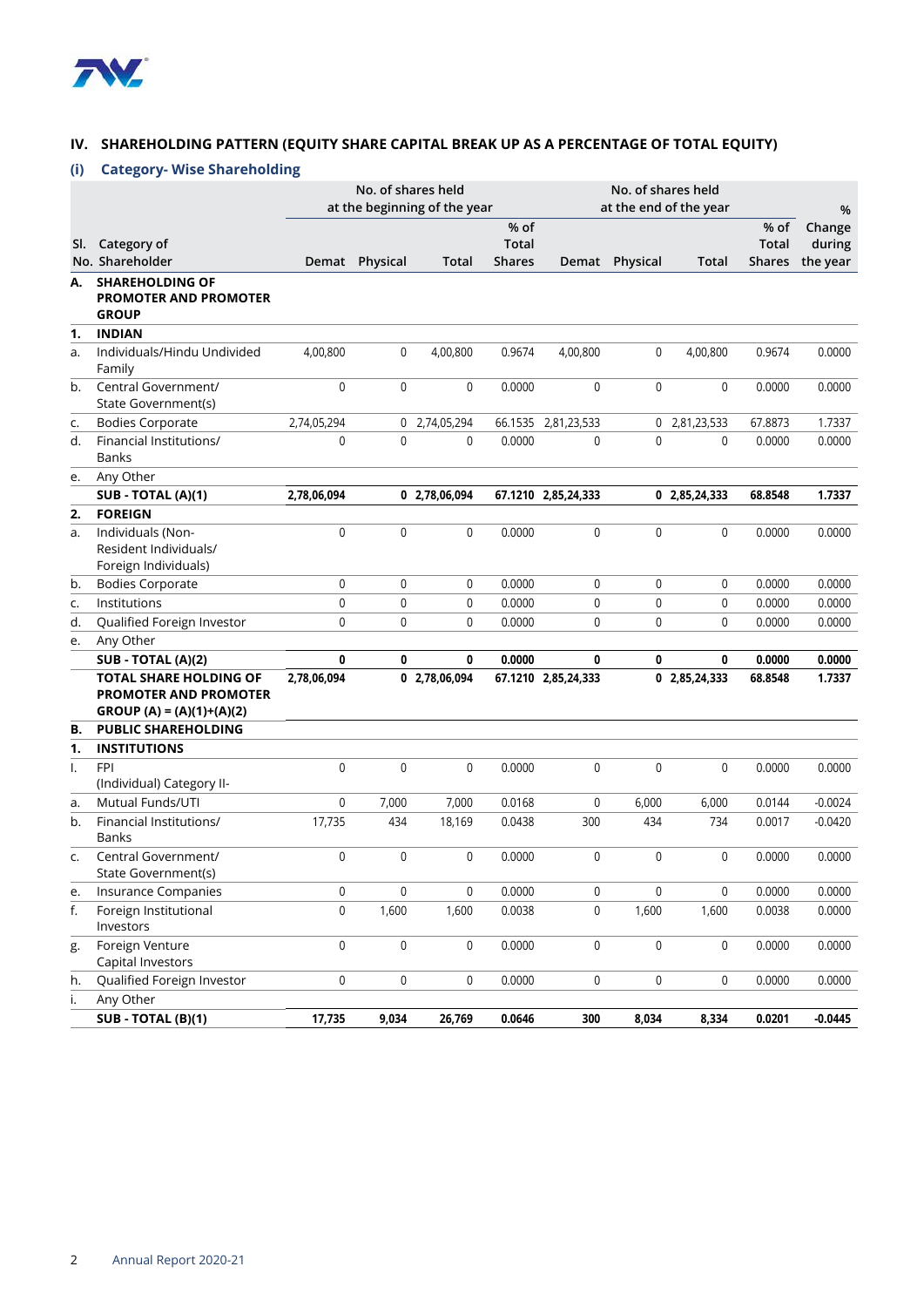## IV. SHAREHOLDING PATTERN (EQUITY SHARE CAPITAL BREAK UP AS A PERCENTAGE OF TOTAL EQUITY)

### (i) Category- Wise Shareholding

| Sl. No. | Category of Shareholder | No. of shares held at the beginning of the year | | | | No. of shares held at the end of the year | | | | % Change during the year |
|---|---|---|---|---|---|---|---|---|---|---|
| | | Demat | Physical | Total | % of Total Shares | Demat | Physical | Total | % of Total Shares | |
| **A.** | **SHAREHOLDING OF PROMOTER AND PROMOTER GROUP** | | | | | | | | | |
| **1.** | **INDIAN** | | | | | | | | | |
| a. | Individuals/Hindu Undivided Family | 4,00,800 | 0 | 4,00,800 | 0.9674 | 4,00,800 | 0 | 4,00,800 | 0.9674 | 0.0000 |
| b. | Central Government/ State Government(s) | 0 | 0 | 0 | 0.0000 | 0 | 0 | 0 | 0.0000 | 0.0000 |
| c. | Bodies Corporate | 2,74,05,294 | 0 | 2,74,05,294 | 66.1535 | 2,81,23,533 | 0 | 2,81,23,533 | 67.8873 | 1.7337 |
| d. | Financial Institutions/ Banks | 0 | 0 | 0 | 0.0000 | 0 | 0 | 0 | 0.0000 | 0.0000 |
| e. | Any Other | | | | | | | | | |
| | **SUB - TOTAL (A)(1)** | **2,78,06,094** | **0** | **2,78,06,094** | **67.1210** | **2,85,24,333** | **0** | **2,85,24,333** | **68.8548** | **1.7337** |
| **2.** | **FOREIGN** | | | | | | | | | |
| a. | Individuals (Non-Resident Individuals/ Foreign Individuals) | 0 | 0 | 0 | 0.0000 | 0 | 0 | 0 | 0.0000 | 0.0000 |
| b. | Bodies Corporate | 0 | 0 | 0 | 0.0000 | 0 | 0 | 0 | 0.0000 | 0.0000 |
| c. | Institutions | 0 | 0 | 0 | 0.0000 | 0 | 0 | 0 | 0.0000 | 0.0000 |
| d. | Qualified Foreign Investor | 0 | 0 | 0 | 0.0000 | 0 | 0 | 0 | 0.0000 | 0.0000 |
| e. | Any Other | | | | | | | | | |
| | **SUB - TOTAL (A)(2)** | **0** | **0** | **0** | **0.0000** | **0** | **0** | **0** | **0.0000** | **0.0000** |
| | **TOTAL SHARE HOLDING OF PROMOTER AND PROMOTER GROUP (A) = (A)(1)+(A)(2)** | **2,78,06,094** | **0** | **2,78,06,094** | **67.1210** | **2,85,24,333** | **0** | **2,85,24,333** | **68.8548** | **1.7337** |
| **B.** | **PUBLIC SHAREHOLDING** | | | | | | | | | |
| **1.** | **INSTITUTIONS** | | | | | | | | | |
| I. | FPI (Individual) Category II- | 0 | 0 | 0 | 0.0000 | 0 | 0 | 0 | 0.0000 | 0.0000 |
| a. | Mutual Funds/UTI | 0 | 7,000 | 7,000 | 0.0168 | 0 | 6,000 | 6,000 | 0.0144 | -0.0024 |
| b. | Financial Institutions/ Banks | 17,735 | 434 | 18,169 | 0.0438 | 300 | 434 | 734 | 0.0017 | -0.0420 |
| c. | Central Government/ State Government(s) | 0 | 0 | 0 | 0.0000 | 0 | 0 | 0 | 0.0000 | 0.0000 |
| e. | Insurance Companies | 0 | 0 | 0 | 0.0000 | 0 | 0 | 0 | 0.0000 | 0.0000 |
| f. | Foreign Institutional Investors | 0 | 1,600 | 1,600 | 0.0038 | 0 | 1,600 | 1,600 | 0.0038 | 0.0000 |
| g. | Foreign Venture Capital Investors | 0 | 0 | 0 | 0.0000 | 0 | 0 | 0 | 0.0000 | 0.0000 |
| h. | Qualified Foreign Investor | 0 | 0 | 0 | 0.0000 | 0 | 0 | 0 | 0.0000 | 0.0000 |
| i. | Any Other | | | | | | | | | |
| | **SUB - TOTAL (B)(1)** | **17,735** | **9,034** | **26,769** | **0.0646** | **300** | **8,034** | **8,334** | **0.0201** | **-0.0445** |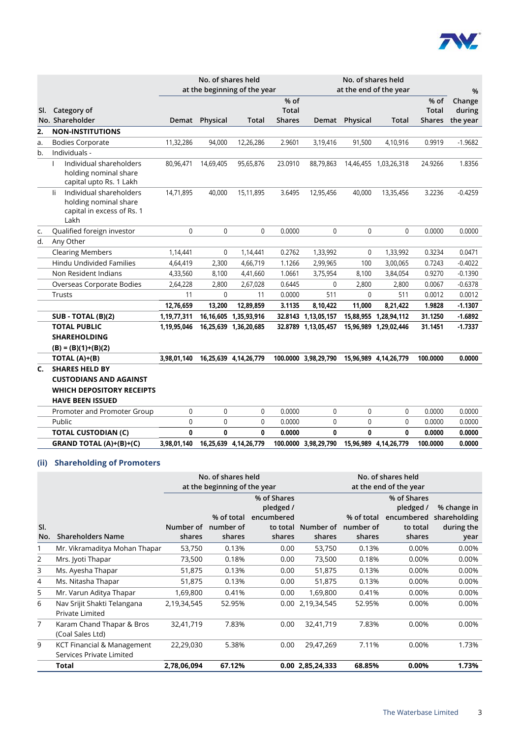| Sl. No. | Category of Shareholder | No. of shares held at the beginning of the year | | | | No. of shares held at the end of the year | | | | % Change during the year |
|---|---|---|---|---|---|---|---|---|---|---|
| | | Demat | Physical | Total | % of Total Shares | Demat | Physical | Total | % of Total Shares | |
| **2.** | **NON-INSTITUTIONS** | | | | | | | | | |
| a. | Bodies Corporate | 11,32,286 | 94,000 | 12,26,286 | 2.9601 | 3,19,416 | 91,500 | 4,10,916 | 0.9919 | -1.9682 |
| b. | Individuals - | | | | | | | | | |
| | I Individual shareholders holding nominal share capital upto Rs. 1 Lakh | 80,96,471 | 14,69,405 | 95,65,876 | 23.0910 | 88,79,863 | 14,46,455 | 1,03,26,318 | 24.9266 | 1.8356 |
| | Ii Individual shareholders holding nominal share capital in excess of Rs. 1 Lakh | 14,71,895 | 40,000 | 15,11,895 | 3.6495 | 12,95,456 | 40,000 | 13,35,456 | 3.2236 | -0.4259 |
| c. | Qualified foreign investor | 0 | 0 | 0 | 0.0000 | 0 | 0 | 0 | 0.0000 | 0.0000 |
| d. | Any Other | | | | | | | | | |
| | Clearing Members | 1,14,441 | 0 | 1,14,441 | 0.2762 | 1,33,992 | 0 | 1,33,992 | 0.3234 | 0.0471 |
| | Hindu Undivided Families | 4,64,419 | 2,300 | 4,66,719 | 1.1266 | 2,99,965 | 100 | 3,00,065 | 0.7243 | -0.4022 |
| | Non Resident Indians | 4,33,560 | 8,100 | 4,41,660 | 1.0661 | 3,75,954 | 8,100 | 3,84,054 | 0.9270 | -0.1390 |
| | Overseas Corporate Bodies | 2,64,228 | 2,800 | 2,67,028 | 0.6445 | 0 | 2,800 | 2,800 | 0.0067 | -0.6378 |
| | Trusts | 11 | 0 | 11 | 0.0000 | 511 | 0 | 511 | 0.0012 | 0.0012 |
| | | **12,76,659** | **13,200** | **12,89,859** | **3.1135** | **8,10,422** | **11,000** | **8,21,422** | **1.9828** | **-1.1307** |
| | **SUB - TOTAL (B)(2)** | **1,19,77,311** | **16,16,605** | **1,35,93,916** | **32.8143** | **1,13,05,157** | **15,88,955** | **1,28,94,112** | **31.1250** | **-1.6892** |
| | **TOTAL PUBLIC SHAREHOLDING (B) = (B)(1)+(B)(2)** | **1,19,95,046** | **16,25,639** | **1,36,20,685** | **32.8789** | **1,13,05,457** | **15,96,989** | **1,29,02,446** | **31.1451** | **-1.7337** |
| | **TOTAL (A)+(B)** | **3,98,01,140** | **16,25,639** | **4,14,26,779** | **100.0000** | **3,98,29,790** | **15,96,989** | **4,14,26,779** | **100.0000** | **0.0000** |
| **C.** | **SHARES HELD BY CUSTODIANS AND AGAINST WHICH DEPOSITORY RECEIPTS HAVE BEEN ISSUED** | | | | | | | | | |
| | Promoter and Promoter Group | 0 | 0 | 0 | 0.0000 | 0 | 0 | 0 | 0.0000 | 0.0000 |
| | Public | 0 | 0 | 0 | 0.0000 | 0 | 0 | 0 | 0.0000 | 0.0000 |
| | **TOTAL CUSTODIAN (C)** | **0** | **0** | **0** | **0.0000** | **0** | **0** | **0** | **0.0000** | **0.0000** |
| | **GRAND TOTAL (A)+(B)+(C)** | **3,98,01,140** | **16,25,639** | **4,14,26,779** | **100.0000** | **3,98,29,790** | **15,96,989** | **4,14,26,779** | **100.0000** | **0.0000** |

## (ii) Shareholding of Promoters

| Sl. No. | Shareholders Name | No. of shares held at the beginning of the year | | | No. of shares held at the end of the year | | | % change in shareholding during the year |
|---|---|---|---|---|---|---|---|---|
| | | Number of shares | % of total number of shares | % of Shares pledged / encumbered to total shares | Number of shares | % of total number of shares | % of Shares pledged / encumbered to total shares | |
| 1 | Mr. Vikramaditya Mohan Thapar | 53,750 | 0.13% | 0.00 | 53,750 | 0.13% | 0.00% | 0.00% |
| 2 | Mrs. Jyoti Thapar | 73,500 | 0.18% | 0.00 | 73,500 | 0.18% | 0.00% | 0.00% |
| 3 | Ms. Ayesha Thapar | 51,875 | 0.13% | 0.00 | 51,875 | 0.13% | 0.00% | 0.00% |
| 4 | Ms. Nitasha Thapar | 51,875 | 0.13% | 0.00 | 51,875 | 0.13% | 0.00% | 0.00% |
| 5 | Mr. Varun Aditya Thapar | 1,69,800 | 0.41% | 0.00 | 1,69,800 | 0.41% | 0.00% | 0.00% |
| 6 | Nav Srijit Shakti Telangana Private Limited | 2,19,34,545 | 52.95% | 0.00 | 2,19,34,545 | 52.95% | 0.00% | 0.00% |
| 7 | Karam Chand Thapar & Bros (Coal Sales Ltd) | 32,41,719 | 7.83% | 0.00 | 32,41,719 | 7.83% | 0.00% | 0.00% |
| 9 | KCT Financial & Management Services Private Limited | 22,29,030 | 5.38% | 0.00 | 29,47,269 | 7.11% | 0.00% | 1.73% |
| | **Total** | **2,78,06,094** | **67.12%** | **0.00** | **2,85,24,333** | **68.85%** | **0.00%** | **1.73%** |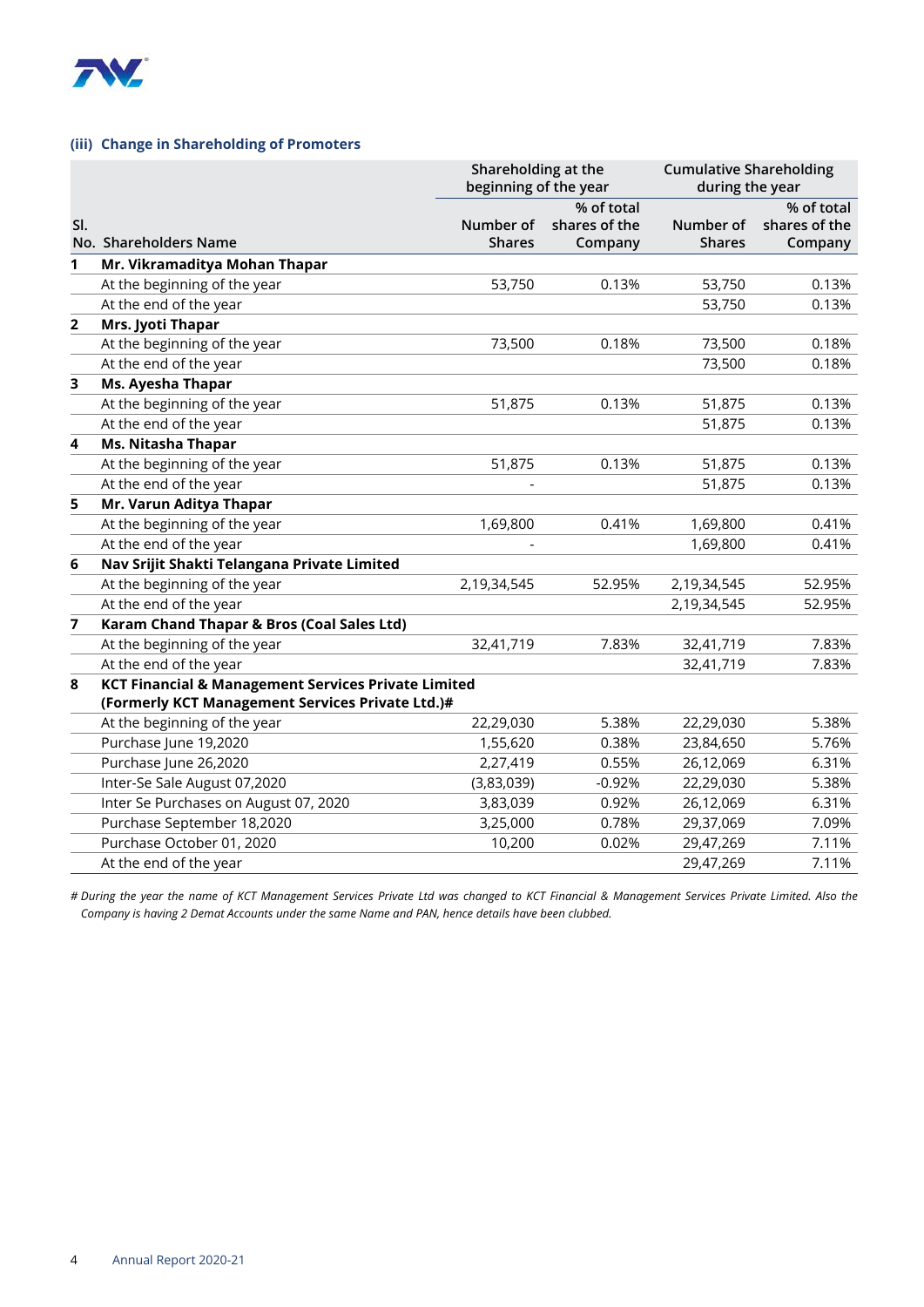### (iii) Change in Shareholding of Promoters

| Sl. No. | Shareholders Name | Shareholding at the beginning of the year | | Cumulative Shareholding during the year | |
|---|---|---|---|---|---|
| | | Number of Shares | % of total shares of the Company | Number of Shares | % of total shares of the Company |
| 1 | **Mr. Vikramaditya Mohan Thapar** | | | | |
| | At the beginning of the year | 53,750 | 0.13% | 53,750 | 0.13% |
| | At the end of the year | | | 53,750 | 0.13% |
| 2 | **Mrs. Jyoti Thapar** | | | | |
| | At the beginning of the year | 73,500 | 0.18% | 73,500 | 0.18% |
| | At the end of the year | | | 73,500 | 0.18% |
| 3 | **Ms. Ayesha Thapar** | | | | |
| | At the beginning of the year | 51,875 | 0.13% | 51,875 | 0.13% |
| | At the end of the year | | | 51,875 | 0.13% |
| 4 | **Ms. Nitasha Thapar** | | | | |
| | At the beginning of the year | 51,875 | 0.13% | 51,875 | 0.13% |
| | At the end of the year | - | | 51,875 | 0.13% |
| 5 | **Mr. Varun Aditya Thapar** | | | | |
| | At the beginning of the year | 1,69,800 | 0.41% | 1,69,800 | 0.41% |
| | At the end of the year | - | | 1,69,800 | 0.41% |
| 6 | **Nav Srijit Shakti Telangana Private Limited** | | | | |
| | At the beginning of the year | 2,19,34,545 | 52.95% | 2,19,34,545 | 52.95% |
| | At the end of the year | | | 2,19,34,545 | 52.95% |
| 7 | **Karam Chand Thapar & Bros (Coal Sales Ltd)** | | | | |
| | At the beginning of the year | 32,41,719 | 7.83% | 32,41,719 | 7.83% |
| | At the end of the year | | | 32,41,719 | 7.83% |
| 8 | **KCT Financial & Management Services Private Limited (Formerly KCT Management Services Private Ltd.)#** | | | | |
| | At the beginning of the year | 22,29,030 | 5.38% | 22,29,030 | 5.38% |
| | Purchase June 19,2020 | 1,55,620 | 0.38% | 23,84,650 | 5.76% |
| | Purchase June 26,2020 | 2,27,419 | 0.55% | 26,12,069 | 6.31% |
| | Inter-Se Sale August 07,2020 | (3,83,039) | -0.92% | 22,29,030 | 5.38% |
| | Inter Se Purchases on August 07, 2020 | 3,83,039 | 0.92% | 26,12,069 | 6.31% |
| | Purchase September 18,2020 | 3,25,000 | 0.78% | 29,37,069 | 7.09% |
| | Purchase October 01, 2020 | 10,200 | 0.02% | 29,47,269 | 7.11% |
| | At the end of the year | | | 29,47,269 | 7.11% |

*# During the year the name of KCT Management Services Private Ltd was changed to KCT Financial & Management Services Private Limited. Also the Company is having 2 Demat Accounts under the same Name and PAN, hence details have been clubbed.*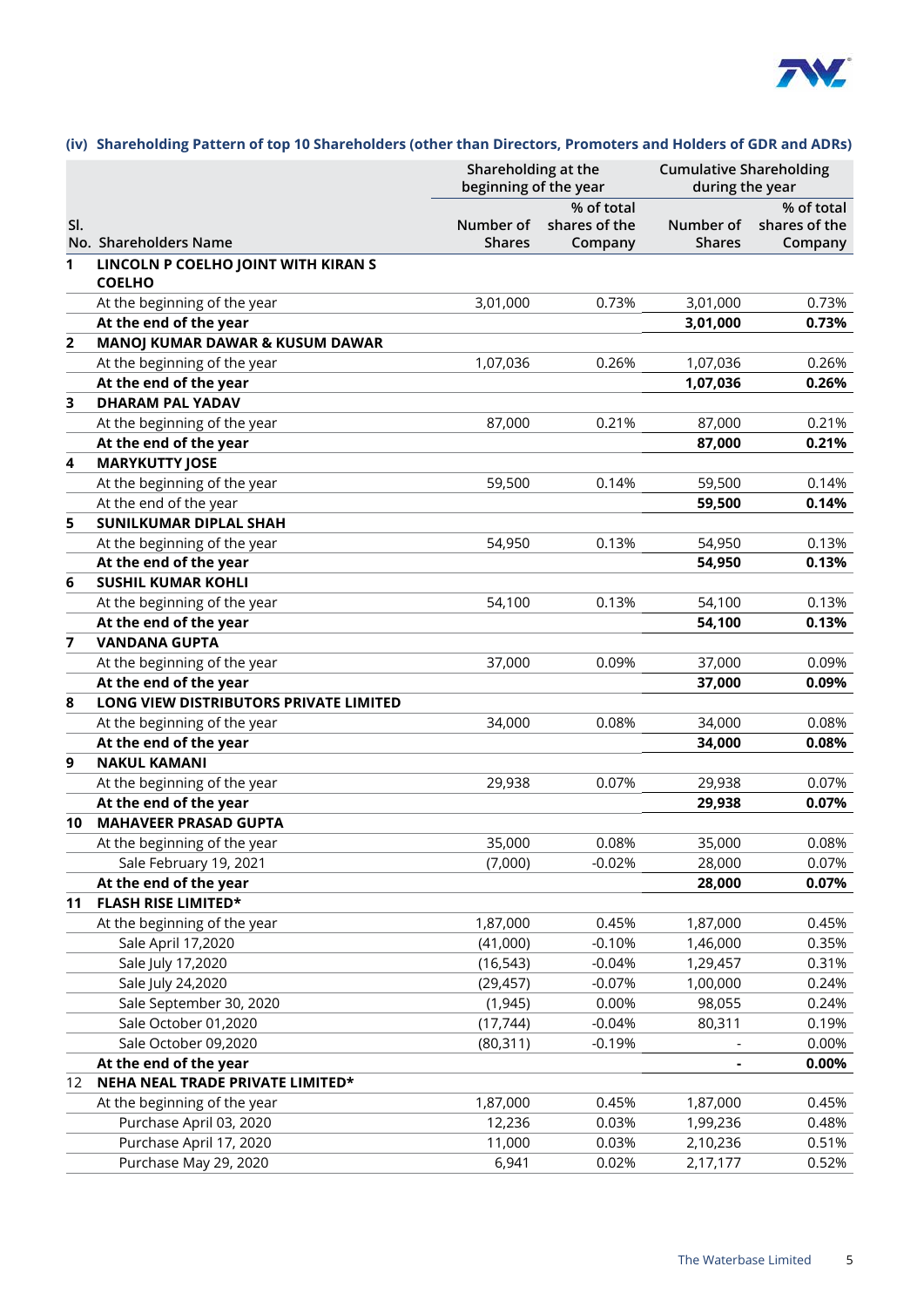### (iv) Shareholding Pattern of top 10 Shareholders (other than Directors, Promoters and Holders of GDR and ADRs)

| Sl. No. | Shareholders Name | Shareholding at the beginning of the year | | Cumulative Shareholding during the year | |
|---|---|---|---|---|---|
| | | Number of Shares | % of total shares of the Company | Number of Shares | % of total shares of the Company |
| **1** | **LINCOLN P COELHO JOINT WITH KIRAN S COELHO** | | | | |
| | At the beginning of the year | 3,01,000 | 0.73% | 3,01,000 | 0.73% |
| | **At the end of the year** | | | **3,01,000** | **0.73%** |
| **2** | **MANOJ KUMAR DAWAR & KUSUM DAWAR** | | | | |
| | At the beginning of the year | 1,07,036 | 0.26% | 1,07,036 | 0.26% |
| | **At the end of the year** | | | **1,07,036** | **0.26%** |
| **3** | **DHARAM PAL YADAV** | | | | |
| | At the beginning of the year | 87,000 | 0.21% | 87,000 | 0.21% |
| | **At the end of the year** | | | **87,000** | **0.21%** |
| **4** | **MARYKUTTY JOSE** | | | | |
| | At the beginning of the year | 59,500 | 0.14% | 59,500 | 0.14% |
| | At the end of the year | | | **59,500** | **0.14%** |
| **5** | **SUNILKUMAR DIPLAL SHAH** | | | | |
| | At the beginning of the year | 54,950 | 0.13% | 54,950 | 0.13% |
| | **At the end of the year** | | | **54,950** | **0.13%** |
| **6** | **SUSHIL KUMAR KOHLI** | | | | |
| | At the beginning of the year | 54,100 | 0.13% | 54,100 | 0.13% |
| | **At the end of the year** | | | **54,100** | **0.13%** |
| **7** | **VANDANA GUPTA** | | | | |
| | At the beginning of the year | 37,000 | 0.09% | 37,000 | 0.09% |
| | **At the end of the year** | | | **37,000** | **0.09%** |
| **8** | **LONG VIEW DISTRIBUTORS PRIVATE LIMITED** | | | | |
| | At the beginning of the year | 34,000 | 0.08% | 34,000 | 0.08% |
| | **At the end of the year** | | | **34,000** | **0.08%** |
| **9** | **NAKUL KAMANI** | | | | |
| | At the beginning of the year | 29,938 | 0.07% | 29,938 | 0.07% |
| | **At the end of the year** | | | **29,938** | **0.07%** |
| **10** | **MAHAVEER PRASAD GUPTA** | | | | |
| | At the beginning of the year | 35,000 | 0.08% | 35,000 | 0.08% |
| | Sale February 19, 2021 | (7,000) | -0.02% | 28,000 | 0.07% |
| | **At the end of the year** | | | **28,000** | **0.07%** |
| **11** | **FLASH RISE LIMITED*** | | | | |
| | At the beginning of the year | 1,87,000 | 0.45% | 1,87,000 | 0.45% |
| | Sale April 17,2020 | (41,000) | -0.10% | 1,46,000 | 0.35% |
| | Sale July 17,2020 | (16,543) | -0.04% | 1,29,457 | 0.31% |
| | Sale July 24,2020 | (29,457) | -0.07% | 1,00,000 | 0.24% |
| | Sale September 30, 2020 | (1,945) | 0.00% | 98,055 | 0.24% |
| | Sale October 01,2020 | (17,744) | -0.04% | 80,311 | 0.19% |
| | Sale October 09,2020 | (80,311) | -0.19% | - | 0.00% |
| | **At the end of the year** | | | **-** | **0.00%** |
| 12 | **NEHA NEAL TRADE PRIVATE LIMITED*** | | | | |
| | At the beginning of the year | 1,87,000 | 0.45% | 1,87,000 | 0.45% |
| | Purchase April 03, 2020 | 12,236 | 0.03% | 1,99,236 | 0.48% |
| | Purchase April 17, 2020 | 11,000 | 0.03% | 2,10,236 | 0.51% |
| | Purchase May 29, 2020 | 6,941 | 0.02% | 2,17,177 | 0.52% |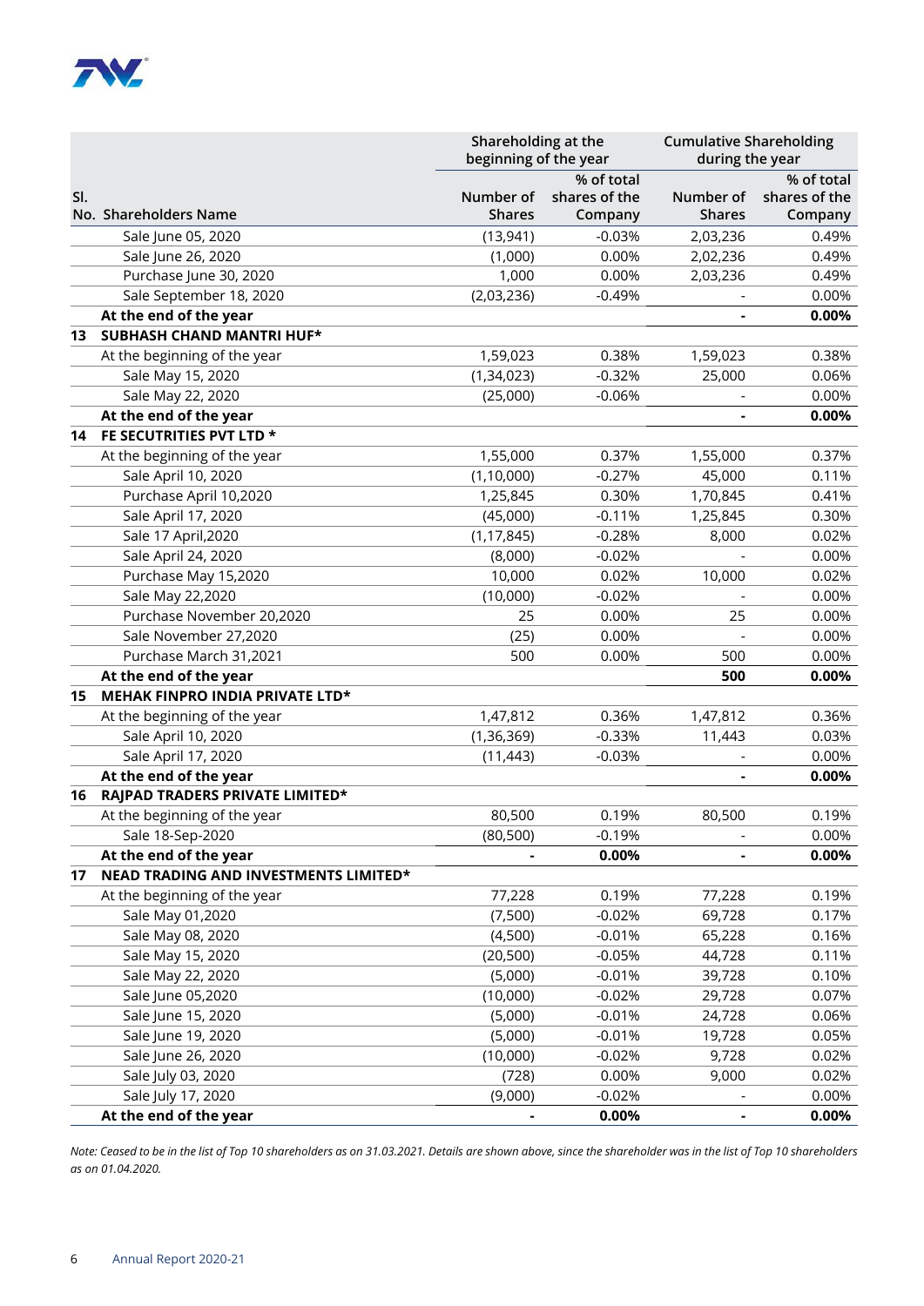| Sl. No. | Shareholders Name | Shareholding at the beginning of the year | | Cumulative Shareholding during the year | |
|---|---|---|---|---|---|
| | | Number of Shares | % of total shares of the Company | Number of Shares | % of total shares of the Company |
| | Sale June 05, 2020 | (13,941) | -0.03% | 2,03,236 | 0.49% |
| | Sale June 26, 2020 | (1,000) | 0.00% | 2,02,236 | 0.49% |
| | Purchase June 30, 2020 | 1,000 | 0.00% | 2,03,236 | 0.49% |
| | Sale September 18, 2020 | (2,03,236) | -0.49% | - | 0.00% |
| | **At the end of the year** | | | **-** | **0.00%** |
| **13** | **SUBHASH CHAND MANTRI HUF*** | | | | |
| | At the beginning of the year | 1,59,023 | 0.38% | 1,59,023 | 0.38% |
| | Sale May 15, 2020 | (1,34,023) | -0.32% | 25,000 | 0.06% |
| | Sale May 22, 2020 | (25,000) | -0.06% | - | 0.00% |
| | **At the end of the year** | | | **-** | **0.00%** |
| **14** | **FE SECUTRITIES PVT LTD *** | | | | |
| | At the beginning of the year | 1,55,000 | 0.37% | 1,55,000 | 0.37% |
| | Sale April 10, 2020 | (1,10,000) | -0.27% | 45,000 | 0.11% |
| | Purchase April 10,2020 | 1,25,845 | 0.30% | 1,70,845 | 0.41% |
| | Sale April 17, 2020 | (45,000) | -0.11% | 1,25,845 | 0.30% |
| | Sale 17 April,2020 | (1,17,845) | -0.28% | 8,000 | 0.02% |
| | Sale April 24, 2020 | (8,000) | -0.02% | - | 0.00% |
| | Purchase May 15,2020 | 10,000 | 0.02% | 10,000 | 0.02% |
| | Sale May 22,2020 | (10,000) | -0.02% | - | 0.00% |
| | Purchase November 20,2020 | 25 | 0.00% | 25 | 0.00% |
| | Sale November 27,2020 | (25) | 0.00% | - | 0.00% |
| | Purchase March 31,2021 | 500 | 0.00% | 500 | 0.00% |
| | **At the end of the year** | | | **500** | **0.00%** |
| **15** | **MEHAK FINPRO INDIA PRIVATE LTD*** | | | | |
| | At the beginning of the year | 1,47,812 | 0.36% | 1,47,812 | 0.36% |
| | Sale April 10, 2020 | (1,36,369) | -0.33% | 11,443 | 0.03% |
| | Sale April 17, 2020 | (11,443) | -0.03% | - | 0.00% |
| | **At the end of the year** | | | **-** | **0.00%** |
| **16** | **RAJPAD TRADERS PRIVATE LIMITED*** | | | | |
| | At the beginning of the year | 80,500 | 0.19% | 80,500 | 0.19% |
| | Sale 18-Sep-2020 | (80,500) | -0.19% | - | 0.00% |
| | **At the end of the year** | **-** | **0.00%** | **-** | **0.00%** |
| **17** | **NEAD TRADING AND INVESTMENTS LIMITED*** | | | | |
| | At the beginning of the year | 77,228 | 0.19% | 77,228 | 0.19% |
| | Sale May 01,2020 | (7,500) | -0.02% | 69,728 | 0.17% |
| | Sale May 08, 2020 | (4,500) | -0.01% | 65,228 | 0.16% |
| | Sale May 15, 2020 | (20,500) | -0.05% | 44,728 | 0.11% |
| | Sale May 22, 2020 | (5,000) | -0.01% | 39,728 | 0.10% |
| | Sale June 05,2020 | (10,000) | -0.02% | 29,728 | 0.07% |
| | Sale June 15, 2020 | (5,000) | -0.01% | 24,728 | 0.06% |
| | Sale June 19, 2020 | (5,000) | -0.01% | 19,728 | 0.05% |
| | Sale June 26, 2020 | (10,000) | -0.02% | 9,728 | 0.02% |
| | Sale July 03, 2020 | (728) | 0.00% | 9,000 | 0.02% |
| | Sale July 17, 2020 | (9,000) | -0.02% | - | 0.00% |
| | **At the end of the year** | **-** | **0.00%** | **-** | **0.00%** |

*Note: Ceased to be in the list of Top 10 shareholders as on 31.03.2021. Details are shown above, since the shareholder was in the list of Top 10 shareholders as on 01.04.2020.*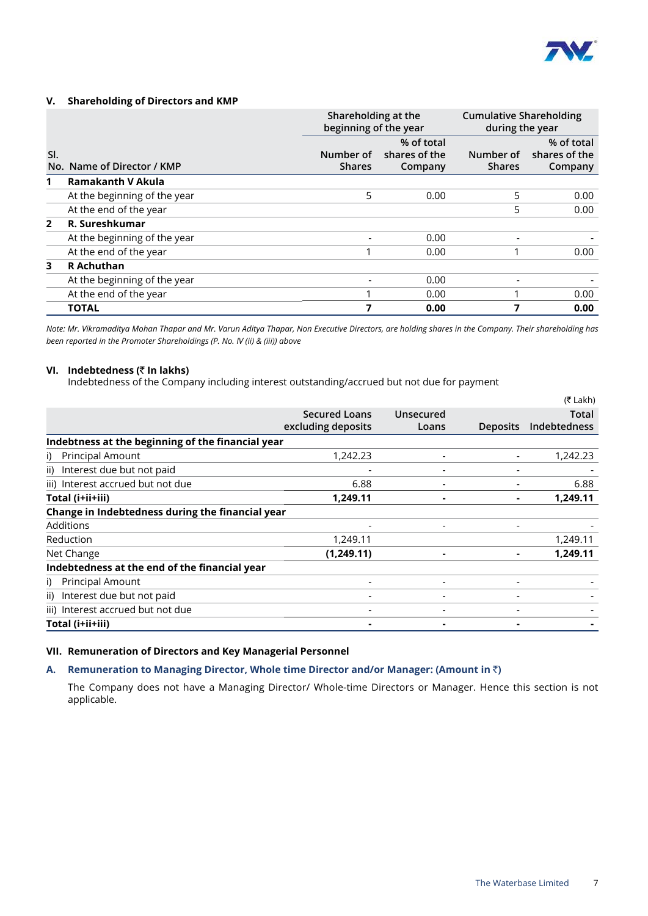### V. Shareholding of Directors and KMP

| Sl. No. | Name of Director / KMP | Shareholding at the beginning of the year | | Cumulative Shareholding during the year | |
|---|---|---|---|---|---|
| | | Number of Shares | % of total shares of the Company | Number of Shares | % of total shares of the Company |
| 1 | **Ramakanth V Akula** | | | | |
| | At the beginning of the year | 5 | 0.00 | 5 | 0.00 |
| | At the end of the year | | | 5 | 0.00 |
| 2 | **R. Sureshkumar** | | | | |
| | At the beginning of the year | - | 0.00 | - | - |
| | At the end of the year | 1 | 0.00 | 1 | 0.00 |
| 3 | **R Achuthan** | | | | |
| | At the beginning of the year | - | 0.00 | - | - |
| | At the end of the year | 1 | 0.00 | 1 | 0.00 |
| | **TOTAL** | **7** | **0.00** | **7** | **0.00** |

*Note: Mr. Vikramaditya Mohan Thapar and Mr. Varun Aditya Thapar, Non Executive Directors, are holding shares in the Company. Their shareholding has been reported in the Promoter Shareholdings (P. No. IV (ii) & (iii)) above*

### VI. Indebtedness (₹ In lakhs)

Indebtedness of the Company including interest outstanding/accrued but not due for payment

(₹ Lakh)

| | Secured Loans excluding deposits | Unsecured Loans | Deposits | Total Indebtedness |
|---|---|---|---|---|
| **Indebtness at the beginning of the financial year** | | | | |
| i) Principal Amount | 1,242.23 | - | - | 1,242.23 |
| ii) Interest due but not paid | - | - | - | - |
| iii) Interest accrued but not due | 6.88 | - | - | 6.88 |
| **Total (i+ii+iii)** | **1,249.11** | **-** | **-** | **1,249.11** |
| **Change in Indebtedness during the financial year** | | | | |
| Additions | - | - | - | - |
| Reduction | 1,249.11 | | | 1,249.11 |
| Net Change | **(1,249.11)** | **-** | **-** | **1,249.11** |
| **Indebtedness at the end of the financial year** | | | | |
| i) Principal Amount | - | - | - | - |
| ii) Interest due but not paid | - | - | - | - |
| iii) Interest accrued but not due | - | - | - | - |
| **Total (i+ii+iii)** | **-** | **-** | **-** | **-** |

### VII. Remuneration of Directors and Key Managerial Personnel

#### A. Remuneration to Managing Director, Whole time Director and/or Manager: (Amount in ₹)

The Company does not have a Managing Director/ Whole-time Directors or Manager. Hence this section is not applicable.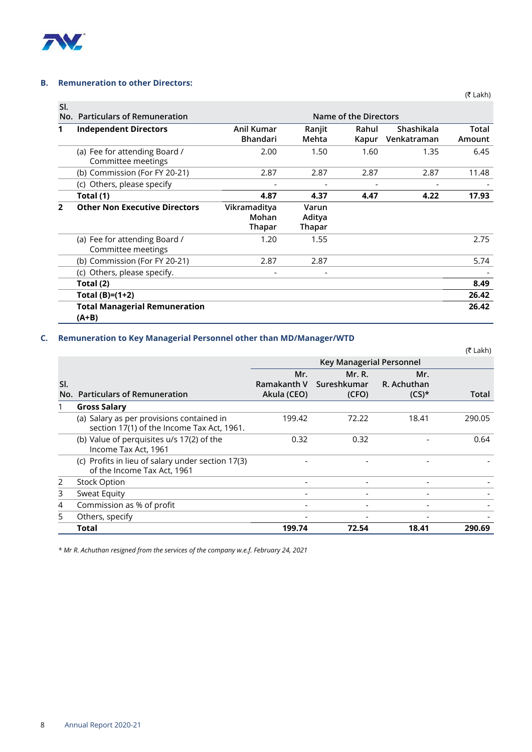**B. Remuneration to other Directors:**

(₹ Lakh)

| Sl. No. | Particulars of Remuneration | Name of the Directors | | | | |
|---|---|---|---|---|---|---|
| 1 | **Independent Directors** | Anil Kumar Bhandari | Ranjit Mehta | Rahul Kapur | Shashikala Venkatraman | Total Amount |
| | (a) Fee for attending Board / Committee meetings | 2.00 | 1.50 | 1.60 | 1.35 | 6.45 |
| | (b) Commission (For FY 20-21) | 2.87 | 2.87 | 2.87 | 2.87 | 11.48 |
| | (c) Others, please specify | - | - | - | - | - |
| | **Total (1)** | **4.87** | **4.37** | **4.47** | **4.22** | **17.93** |
| 2 | **Other Non Executive Directors** | Vikramaditya Mohan Thapar | Varun Aditya Thapar | | | |
| | (a) Fee for attending Board / Committee meetings | 1.20 | 1.55 | | | 2.75 |
| | (b) Commission (For FY 20-21) | 2.87 | 2.87 | | | 5.74 |
| | (c) Others, please specify. | - | - | | | - |
| | **Total (2)** | | | | | **8.49** |
| | **Total (B)=(1+2)** | | | | | **26.42** |
| | **Total Managerial Remuneration (A+B)** | | | | | **26.42** |

**C. Remuneration to Key Managerial Personnel other than MD/Manager/WTD**

(₹ Lakh)

| Sl. No. | Particulars of Remuneration | Key Managerial Personnel | | | |
|---|---|---|---|---|---|
| | | Mr. Ramakanth V Akula (CEO) | Mr. R. Sureshkumar (CFO) | Mr. R. Achuthan (CS)* | Total |
| 1 | **Gross Salary** | | | | |
| | (a) Salary as per provisions contained in section 17(1) of the Income Tax Act, 1961. | 199.42 | 72.22 | 18.41 | 290.05 |
| | (b) Value of perquisites u/s 17(2) of the Income Tax Act, 1961 | 0.32 | 0.32 | - | 0.64 |
| | (c) Profits in lieu of salary under section 17(3) of the Income Tax Act, 1961 | - | - | - | - |
| 2 | Stock Option | - | - | - | - |
| 3 | Sweat Equity | - | - | - | - |
| 4 | Commission as % of profit | - | - | - | - |
| 5 | Others, specify | - | - | - | - |
| | **Total** | **199.74** | **72.54** | **18.41** | **290.69** |

*\* Mr R. Achuthan resigned from the services of the company w.e.f. February 24, 2021*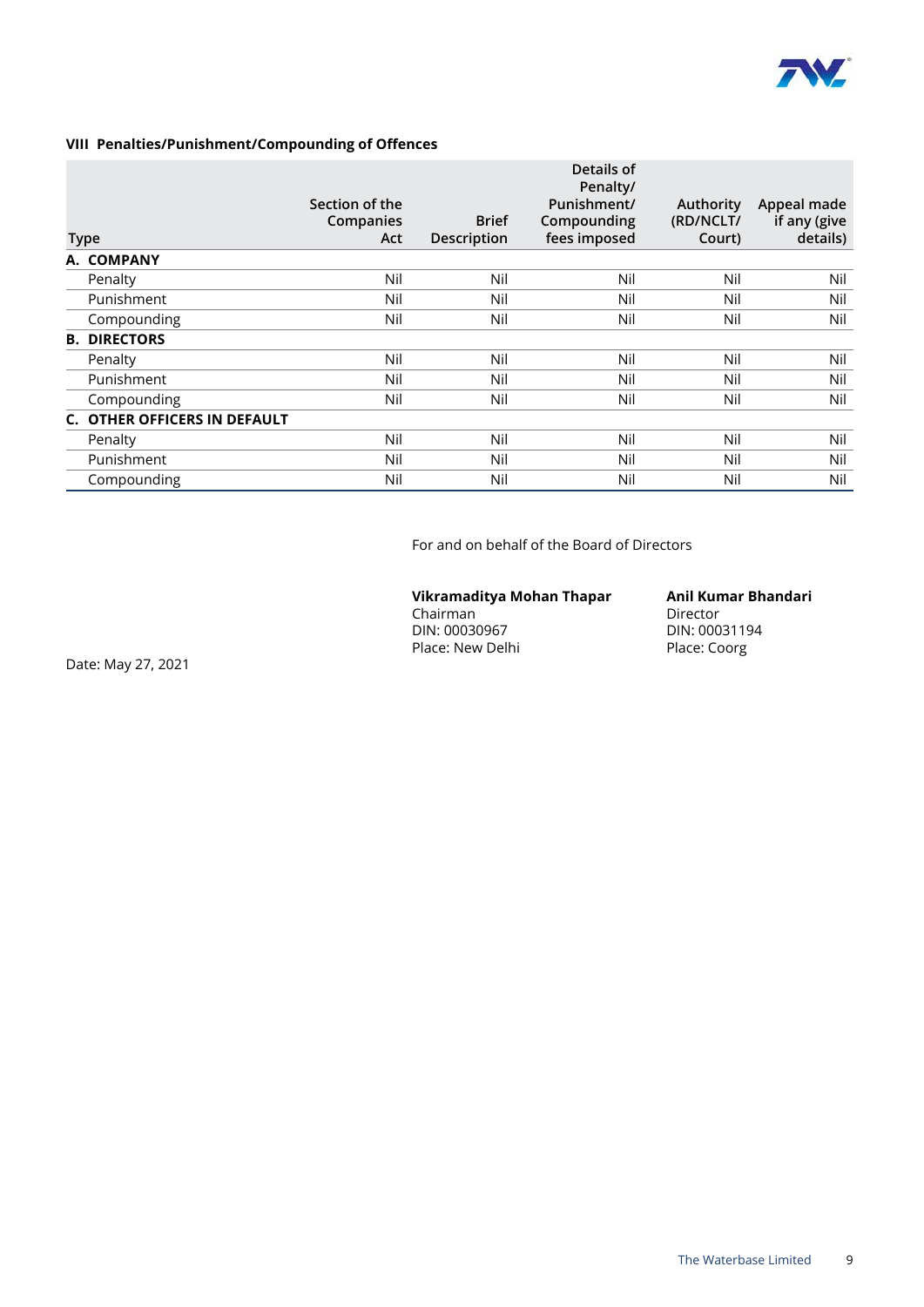### VIII Penalties/Punishment/Compounding of Offences

| Type | Section of the Companies Act | Brief Description | Details of Penalty/ Punishment/ Compounding fees imposed | Authority (RD/NCLT/ Court) | Appeal made if any (give details) |
|---|---|---|---|---|---|
| **A. COMPANY** | | | | | |
| Penalty | Nil | Nil | Nil | Nil | Nil |
| Punishment | Nil | Nil | Nil | Nil | Nil |
| Compounding | Nil | Nil | Nil | Nil | Nil |
| **B. DIRECTORS** | | | | | |
| Penalty | Nil | Nil | Nil | Nil | Nil |
| Punishment | Nil | Nil | Nil | Nil | Nil |
| Compounding | Nil | Nil | Nil | Nil | Nil |
| **C. OTHER OFFICERS IN DEFAULT** | | | | | |
| Penalty | Nil | Nil | Nil | Nil | Nil |
| Punishment | Nil | Nil | Nil | Nil | Nil |
| Compounding | Nil | Nil | Nil | Nil | Nil |

For and on behalf of the Board of Directors

**Vikramaditya Mohan Thapar**
Chairman
DIN: 00030967
Place: New Delhi

**Anil Kumar Bhandari**
Director
DIN: 00031194
Place: Coorg

Date: May 27, 2021